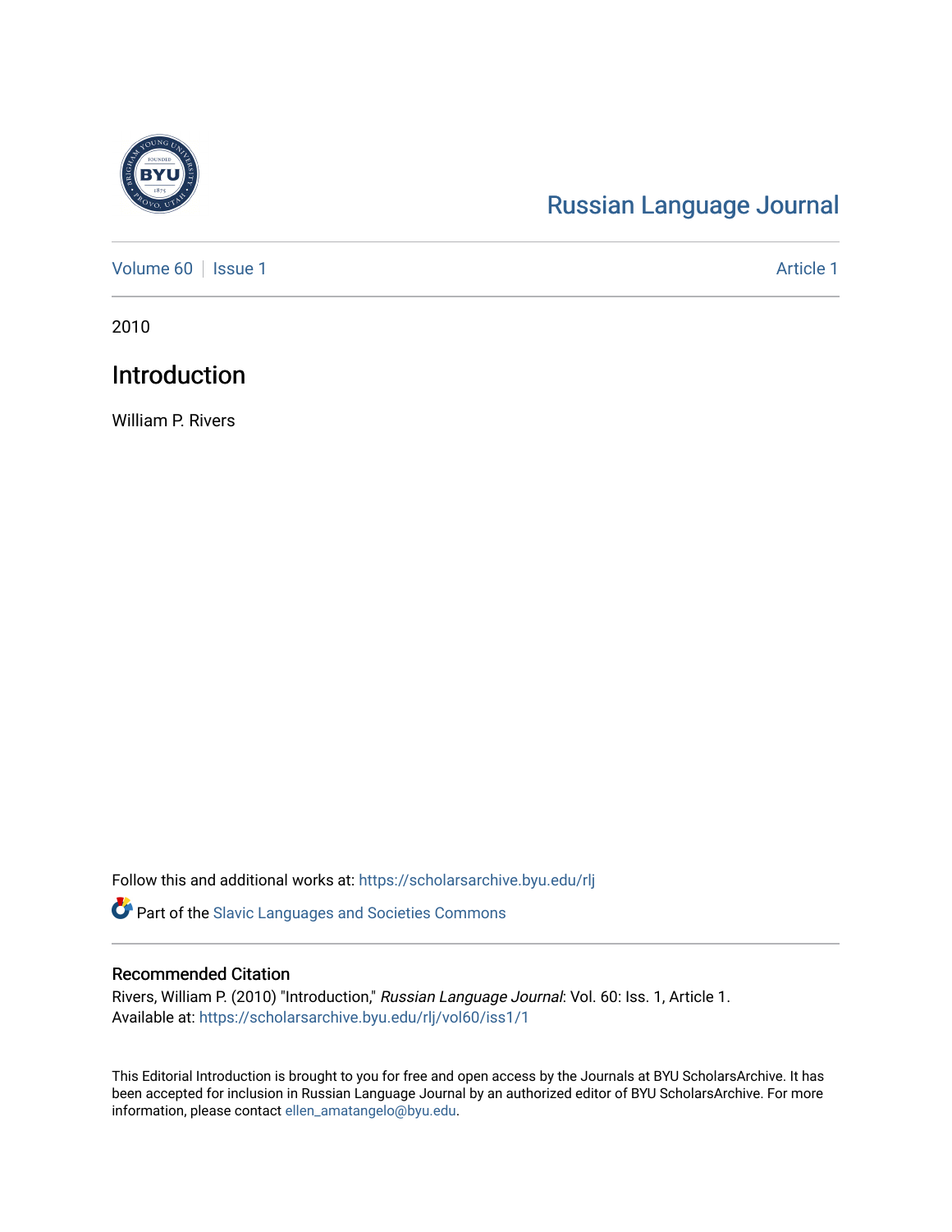Russian Language Journal

Volume 60 | Issue 1 | Article 1

2010

# Introduction

William P. Rivers

Follow this and additional works at: https://scholarsarchive.byu.edu/rlj

Part of the Slavic Languages and Societies Commons

## Recommended Citation

Rivers, William P. (2010) "Introduction," *Russian Language Journal*: Vol. 60: Iss. 1, Article 1.
Available at: https://scholarsarchive.byu.edu/rlj/vol60/iss1/1

This Editorial Introduction is brought to you for free and open access by the Journals at BYU ScholarsArchive. It has been accepted for inclusion in Russian Language Journal by an authorized editor of BYU ScholarsArchive. For more information, please contact ellen_amatangelo@byu.edu.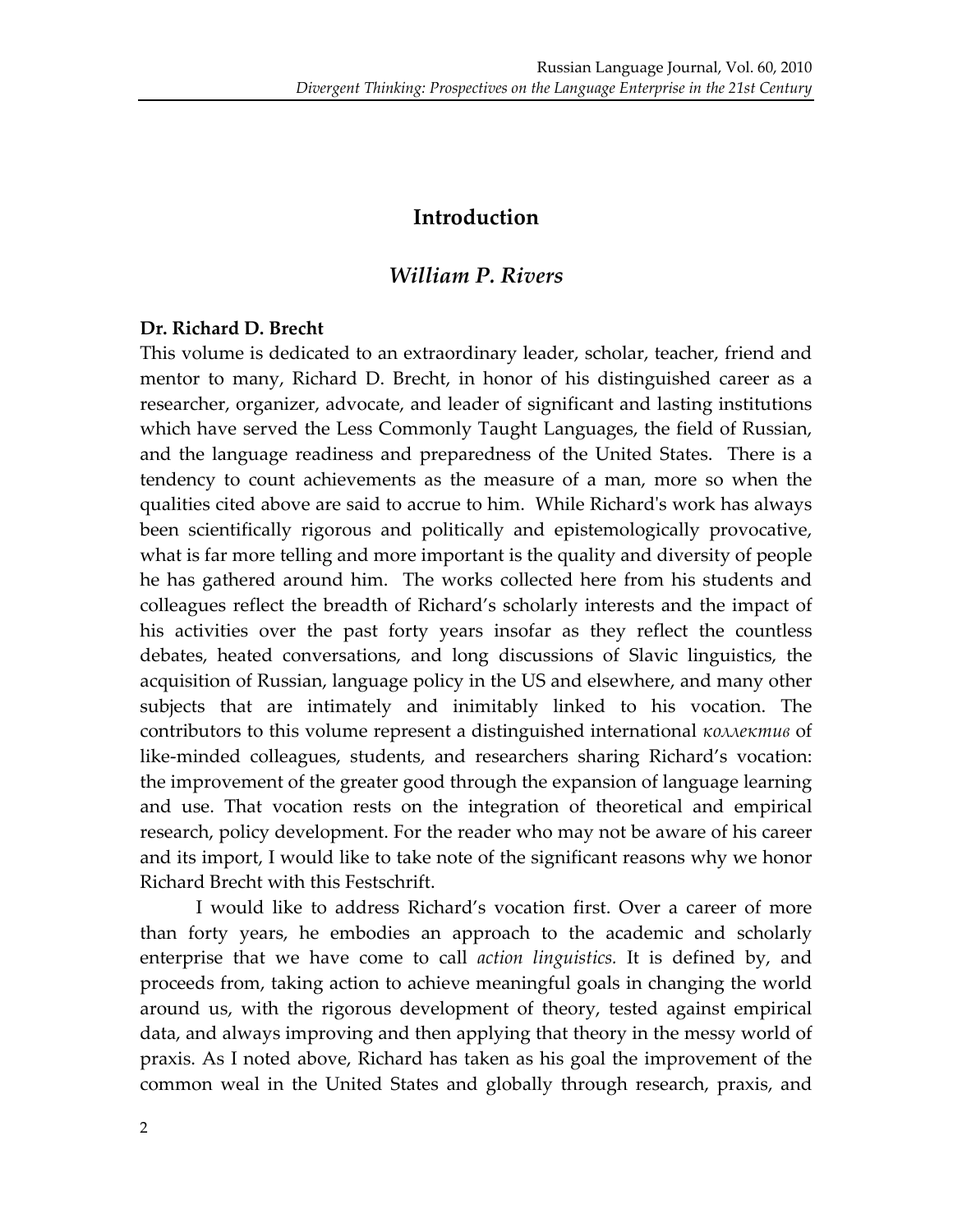# Introduction

## *William P. Rivers*

**Dr. Richard D. Brecht**

This volume is dedicated to an extraordinary leader, scholar, teacher, friend and mentor to many, Richard D. Brecht, in honor of his distinguished career as a researcher, organizer, advocate, and leader of significant and lasting institutions which have served the Less Commonly Taught Languages, the field of Russian, and the language readiness and preparedness of the United States. There is a tendency to count achievements as the measure of a man, more so when the qualities cited above are said to accrue to him. While Richard's work has always been scientifically rigorous and politically and epistemologically provocative, what is far more telling and more important is the quality and diversity of people he has gathered around him. The works collected here from his students and colleagues reflect the breadth of Richard's scholarly interests and the impact of his activities over the past forty years insofar as they reflect the countless debates, heated conversations, and long discussions of Slavic linguistics, the acquisition of Russian, language policy in the US and elsewhere, and many other subjects that are intimately and inimitably linked to his vocation. The contributors to this volume represent a distinguished international *коллектив* of like-minded colleagues, students, and researchers sharing Richard's vocation: the improvement of the greater good through the expansion of language learning and use. That vocation rests on the integration of theoretical and empirical research, policy development. For the reader who may not be aware of his career and its import, I would like to take note of the significant reasons why we honor Richard Brecht with this Festschrift.

I would like to address Richard's vocation first. Over a career of more than forty years, he embodies an approach to the academic and scholarly enterprise that we have come to call *action linguistics.* It is defined by, and proceeds from, taking action to achieve meaningful goals in changing the world around us, with the rigorous development of theory, tested against empirical data, and always improving and then applying that theory in the messy world of praxis. As I noted above, Richard has taken as his goal the improvement of the common weal in the United States and globally through research, praxis, and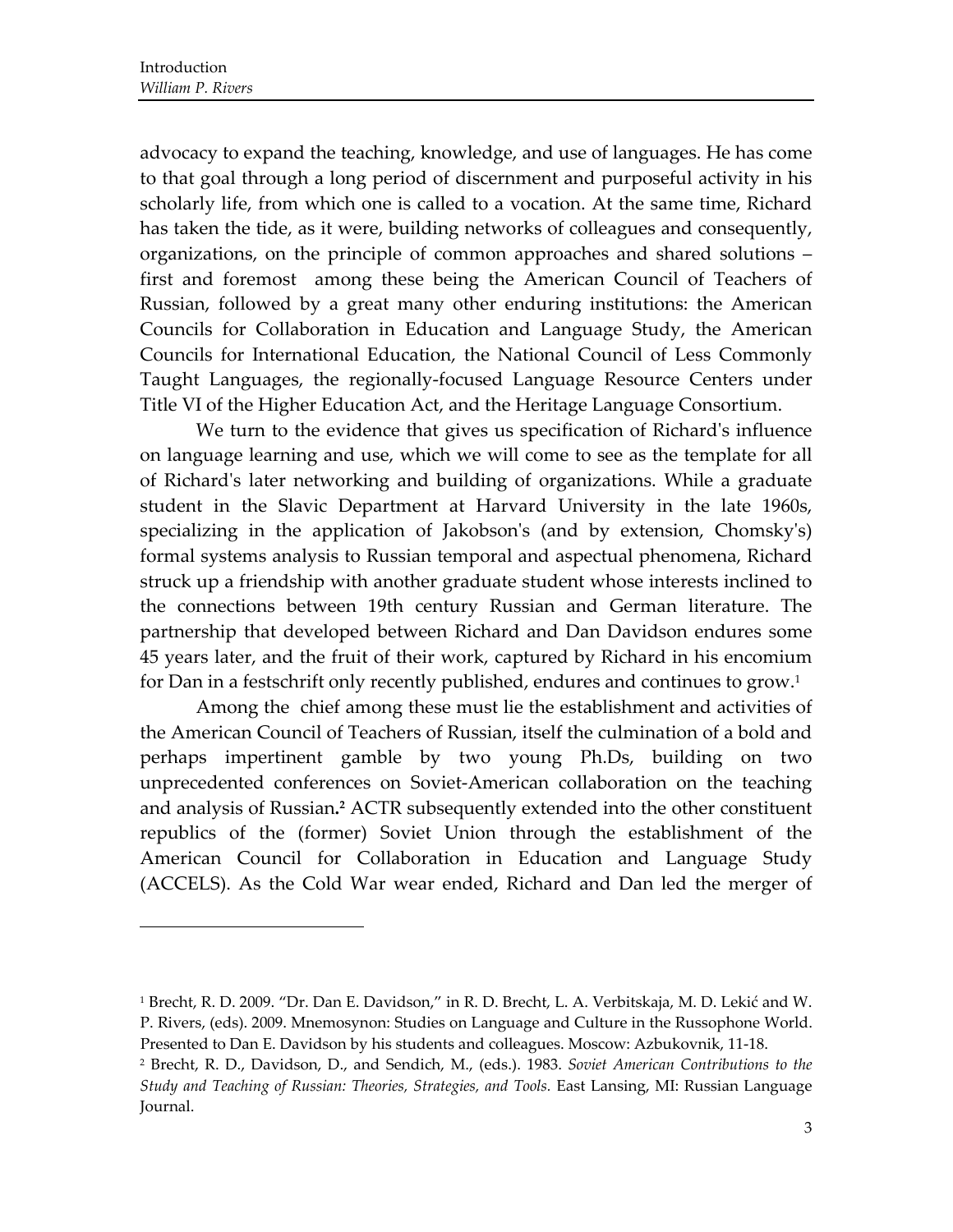advocacy to expand the teaching, knowledge, and use of languages. He has come to that goal through a long period of discernment and purposeful activity in his scholarly life, from which one is called to a vocation. At the same time, Richard has taken the tide, as it were, building networks of colleagues and consequently, organizations, on the principle of common approaches and shared solutions – first and foremost among these being the American Council of Teachers of Russian, followed by a great many other enduring institutions: the American Councils for Collaboration in Education and Language Study, the American Councils for International Education, the National Council of Less Commonly Taught Languages, the regionally-focused Language Resource Centers under Title VI of the Higher Education Act, and the Heritage Language Consortium.

We turn to the evidence that gives us specification of Richard's influence on language learning and use, which we will come to see as the template for all of Richard's later networking and building of organizations. While a graduate student in the Slavic Department at Harvard University in the late 1960s, specializing in the application of Jakobson's (and by extension, Chomsky's) formal systems analysis to Russian temporal and aspectual phenomena, Richard struck up a friendship with another graduate student whose interests inclined to the connections between 19th century Russian and German literature. The partnership that developed between Richard and Dan Davidson endures some 45 years later, and the fruit of their work, captured by Richard in his encomium for Dan in a festschrift only recently published, endures and continues to grow.[1]

Among the chief among these must lie the establishment and activities of the American Council of Teachers of Russian, itself the culmination of a bold and perhaps impertinent gamble by two young Ph.Ds, building on two unprecedented conferences on Soviet-American collaboration on the teaching and analysis of Russian.[2] ACTR subsequently extended into the other constituent republics of the (former) Soviet Union through the establishment of the American Council for Collaboration in Education and Language Study (ACCELS). As the Cold War wear ended, Richard and Dan led the merger of

---

[1] Brecht, R. D. 2009. "Dr. Dan E. Davidson," in R. D. Brecht, L. A. Verbitskaja, M. D. Lekić and W. P. Rivers, (eds). 2009. Mnemosynon: Studies on Language and Culture in the Russophone World. Presented to Dan E. Davidson by his students and colleagues. Moscow: Azbukovnik, 11-18.

[2] Brecht, R. D., Davidson, D., and Sendich, M., (eds.). 1983. *Soviet American Contributions to the Study and Teaching of Russian: Theories, Strategies, and Tools.* East Lansing, MI: Russian Language Journal.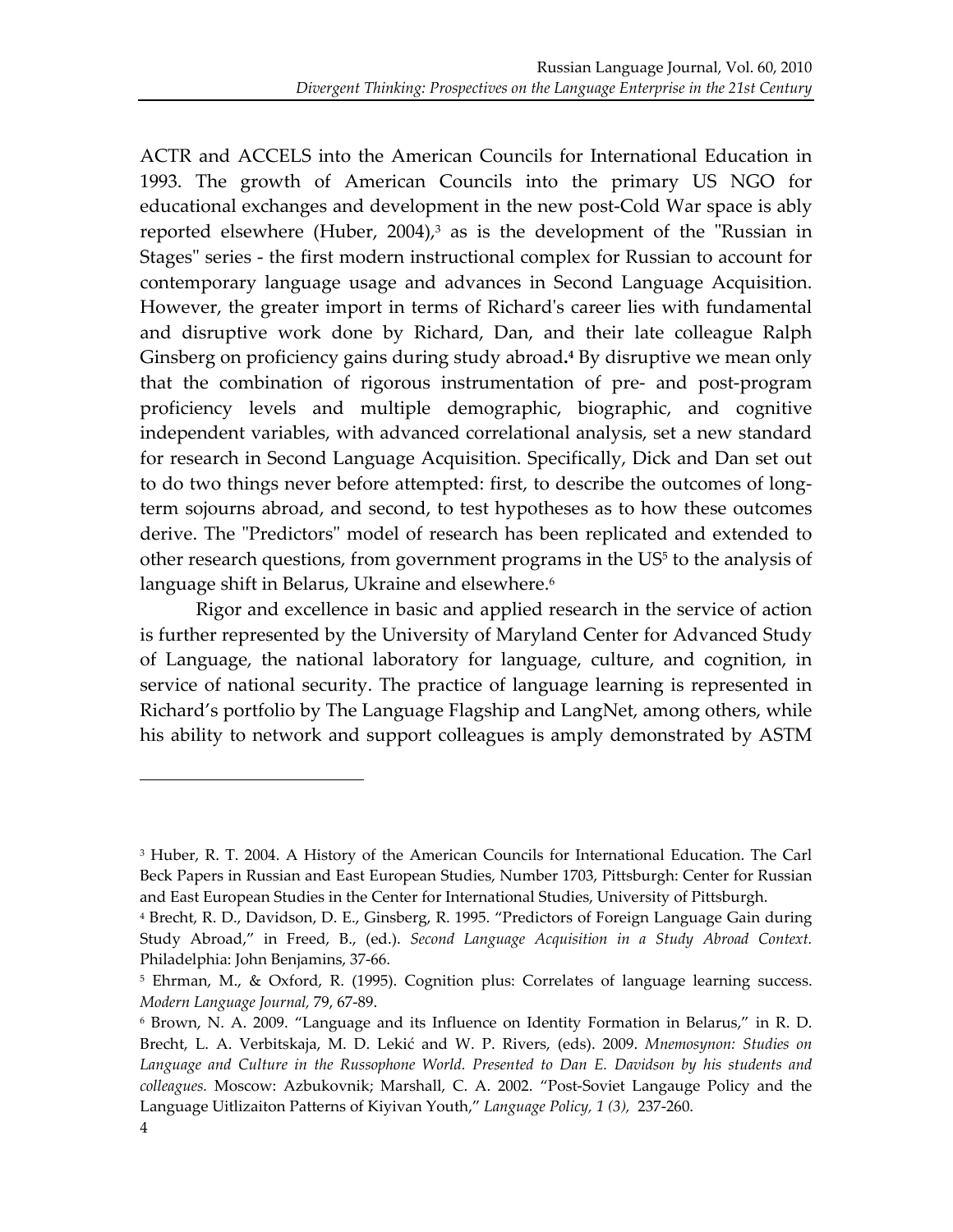ACTR and ACCELS into the American Councils for International Education in 1993. The growth of American Councils into the primary US NGO for educational exchanges and development in the new post-Cold War space is ably reported elsewhere (Huber, 2004),[3] as is the development of the "Russian in Stages" series - the first modern instructional complex for Russian to account for contemporary language usage and advances in Second Language Acquisition. However, the greater import in terms of Richard's career lies with fundamental and disruptive work done by Richard, Dan, and their late colleague Ralph Ginsberg on proficiency gains during study abroad.[4] By disruptive we mean only that the combination of rigorous instrumentation of pre- and post-program proficiency levels and multiple demographic, biographic, and cognitive independent variables, with advanced correlational analysis, set a new standard for research in Second Language Acquisition. Specifically, Dick and Dan set out to do two things never before attempted: first, to describe the outcomes of long-term sojourns abroad, and second, to test hypotheses as to how these outcomes derive. The "Predictors" model of research has been replicated and extended to other research questions, from government programs in the US[5] to the analysis of language shift in Belarus, Ukraine and elsewhere.[6]

Rigor and excellence in basic and applied research in the service of action is further represented by the University of Maryland Center for Advanced Study of Language, the national laboratory for language, culture, and cognition, in service of national security. The practice of language learning is represented in Richard's portfolio by The Language Flagship and LangNet, among others, while his ability to network and support colleagues is amply demonstrated by ASTM

---

[3] Huber, R. T. 2004. A History of the American Councils for International Education. The Carl Beck Papers in Russian and East European Studies, Number 1703, Pittsburgh: Center for Russian and East European Studies in the Center for International Studies, University of Pittsburgh.

[4] Brecht, R. D., Davidson, D. E., Ginsberg, R. 1995. "Predictors of Foreign Language Gain during Study Abroad," in Freed, B., (ed.). *Second Language Acquisition in a Study Abroad Context.* Philadelphia: John Benjamins, 37-66.

[5] Ehrman, M., & Oxford, R. (1995). Cognition plus: Correlates of language learning success. *Modern Language Journal,* 79, 67-89.

[6] Brown, N. A. 2009. "Language and its Influence on Identity Formation in Belarus," in R. D. Brecht, L. A. Verbitskaja, M. D. Lekić and W. P. Rivers, (eds). 2009. *Mnemosynon: Studies on Language and Culture in the Russophone World. Presented to Dan E. Davidson by his students and colleagues.* Moscow: Azbukovnik; Marshall, C. A. 2002. "Post-Soviet Langauge Policy and the Language Uitlizaiton Patterns of Kiyivan Youth," *Language Policy, 1 (3),* 237-260.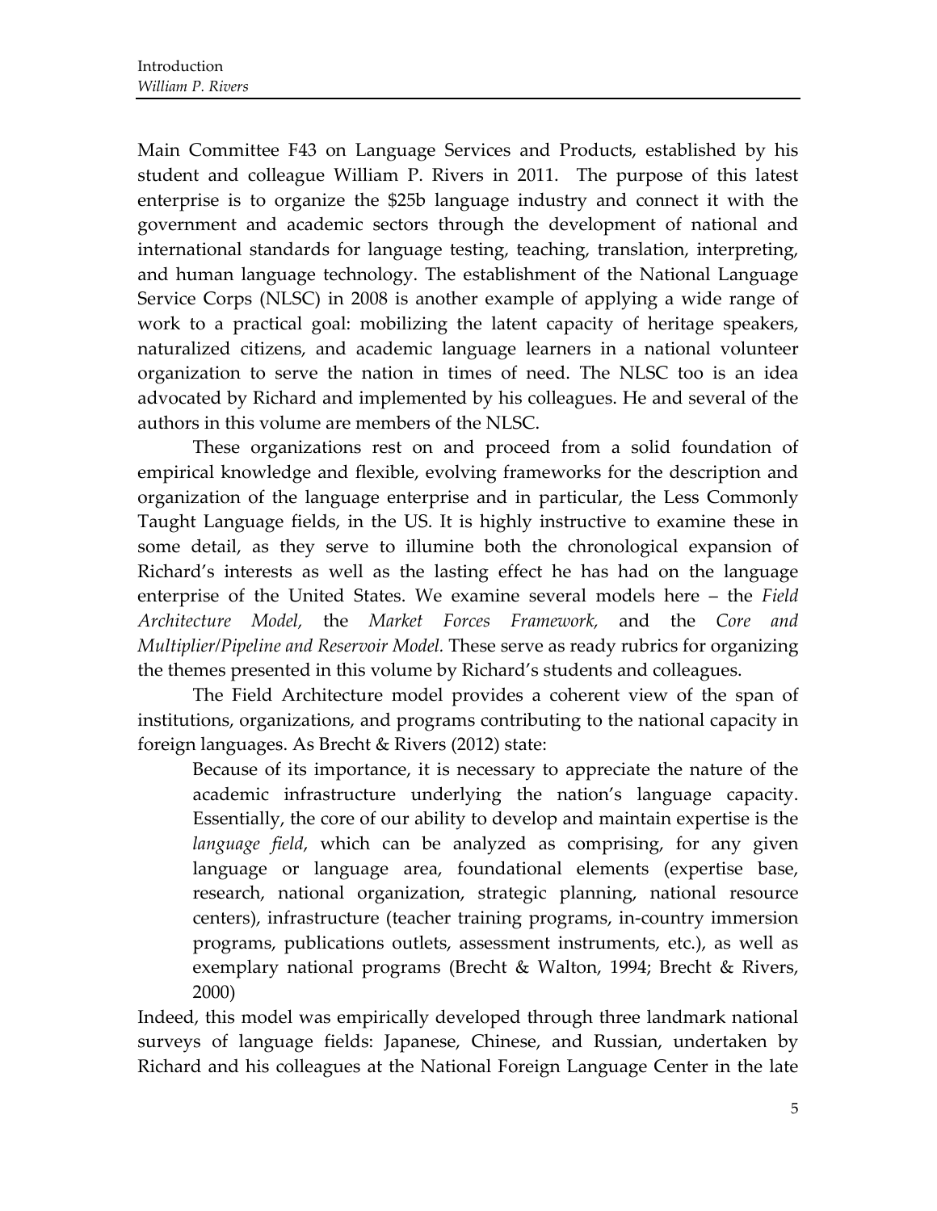Main Committee F43 on Language Services and Products, established by his student and colleague William P. Rivers in 2011. The purpose of this latest enterprise is to organize the $25b language industry and connect it with the government and academic sectors through the development of national and international standards for language testing, teaching, translation, interpreting, and human language technology. The establishment of the National Language Service Corps (NLSC) in 2008 is another example of applying a wide range of work to a practical goal: mobilizing the latent capacity of heritage speakers, naturalized citizens, and academic language learners in a national volunteer organization to serve the nation in times of need. The NLSC too is an idea advocated by Richard and implemented by his colleagues. He and several of the authors in this volume are members of the NLSC.

These organizations rest on and proceed from a solid foundation of empirical knowledge and flexible, evolving frameworks for the description and organization of the language enterprise and in particular, the Less Commonly Taught Language fields, in the US. It is highly instructive to examine these in some detail, as they serve to illumine both the chronological expansion of Richard's interests as well as the lasting effect he has had on the language enterprise of the United States. We examine several models here – the *Field Architecture Model,* the *Market Forces Framework,* and the *Core and Multiplier/Pipeline and Reservoir Model.* These serve as ready rubrics for organizing the themes presented in this volume by Richard's students and colleagues.

The Field Architecture model provides a coherent view of the span of institutions, organizations, and programs contributing to the national capacity in foreign languages. As Brecht & Rivers (2012) state:

> Because of its importance, it is necessary to appreciate the nature of the academic infrastructure underlying the nation's language capacity. Essentially, the core of our ability to develop and maintain expertise is the *language field*, which can be analyzed as comprising, for any given language or language area, foundational elements (expertise base, research, national organization, strategic planning, national resource centers), infrastructure (teacher training programs, in-country immersion programs, publications outlets, assessment instruments, etc.), as well as exemplary national programs (Brecht & Walton, 1994; Brecht & Rivers, 2000)

Indeed, this model was empirically developed through three landmark national surveys of language fields: Japanese, Chinese, and Russian, undertaken by Richard and his colleagues at the National Foreign Language Center in the late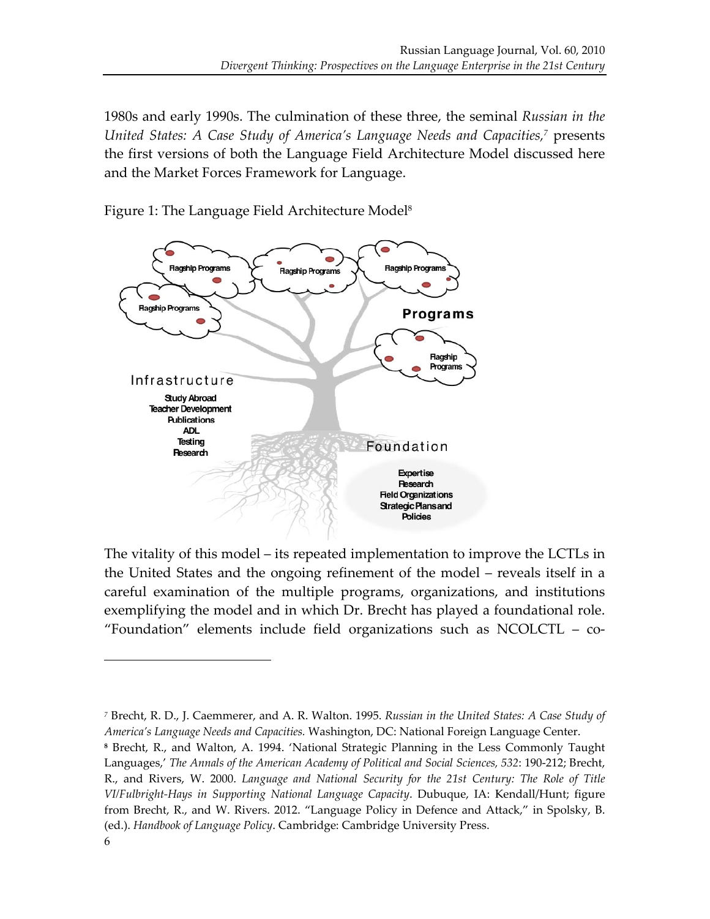1980s and early 1990s. The culmination of these three, the seminal *Russian in the United States: A Case Study of America's Language Needs and Capacities*,[7] presents the first versions of both the Language Field Architecture Model discussed here and the Market Forces Framework for Language.

Figure 1: The Language Field Architecture Model[8]

Flagship Programs

Flagship Programs

Flagship Programs

Flagship Programs

Programs

Flagship Programs

Infrastructure

Study Abroad
Teacher Development
Publications
ADL
Testing
Research

Foundation

Expertise
Research
Field Organizations
Strategic Plans and Policies

The vitality of this model – its repeated implementation to improve the LCTLs in the United States and the ongoing refinement of the model – reveals itself in a careful examination of the multiple programs, organizations, and institutions exemplifying the model and in which Dr. Brecht has played a foundational role. "Foundation" elements include field organizations such as NCOLCTL – co-

---

[7] Brecht, R. D., J. Caemmerer, and A. R. Walton. 1995. *Russian in the United States: A Case Study of America's Language Needs and Capacities.* Washington, DC: National Foreign Language Center.

[8] Brecht, R., and Walton, A. 1994. 'National Strategic Planning in the Less Commonly Taught Languages,' *The Annals of the American Academy of Political and Social Sciences, 532*: 190-212; Brecht, R., and Rivers, W. 2000. *Language and National Security for the 21st Century: The Role of Title VI/Fulbright-Hays in Supporting National Language Capacity*. Dubuque, IA: Kendall/Hunt; figure from Brecht, R., and W. Rivers. 2012. "Language Policy in Defence and Attack," in Spolsky, B. (ed.). *Handbook of Language Policy*. Cambridge: Cambridge University Press.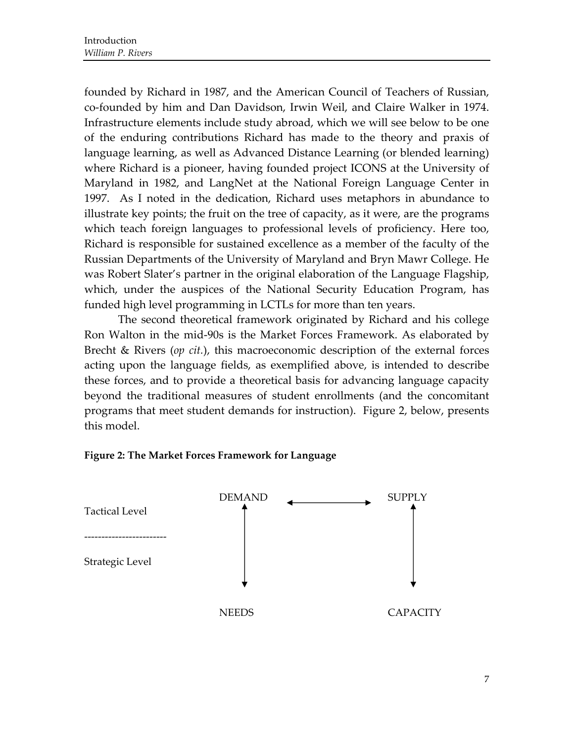founded by Richard in 1987, and the American Council of Teachers of Russian, co-founded by him and Dan Davidson, Irwin Weil, and Claire Walker in 1974. Infrastructure elements include study abroad, which we will see below to be one of the enduring contributions Richard has made to the theory and praxis of language learning, as well as Advanced Distance Learning (or blended learning) where Richard is a pioneer, having founded project ICONS at the University of Maryland in 1982, and LangNet at the National Foreign Language Center in 1997. As I noted in the dedication, Richard uses metaphors in abundance to illustrate key points; the fruit on the tree of capacity, as it were, are the programs which teach foreign languages to professional levels of proficiency. Here too, Richard is responsible for sustained excellence as a member of the faculty of the Russian Departments of the University of Maryland and Bryn Mawr College. He was Robert Slater's partner in the original elaboration of the Language Flagship, which, under the auspices of the National Security Education Program, has funded high level programming in LCTLs for more than ten years.

The second theoretical framework originated by Richard and his college Ron Walton in the mid-90s is the Market Forces Framework. As elaborated by Brecht & Rivers (*op cit.*), this macroeconomic description of the external forces acting upon the language fields, as exemplified above, is intended to describe these forces, and to provide a theoretical basis for advancing language capacity beyond the traditional measures of student enrollments (and the concomitant programs that meet student demands for instruction). Figure 2, below, presents this model.

**Figure 2: The Market Forces Framework for Language**

```
                      DEMAND  <----------->  SUPPLY
Tactical Level          ^                      ^
                        |                      |
----------------------- |                      |
                        |                      |
Strategic Level         |                      |
                        v                      v

                      NEEDS                  CAPACITY
```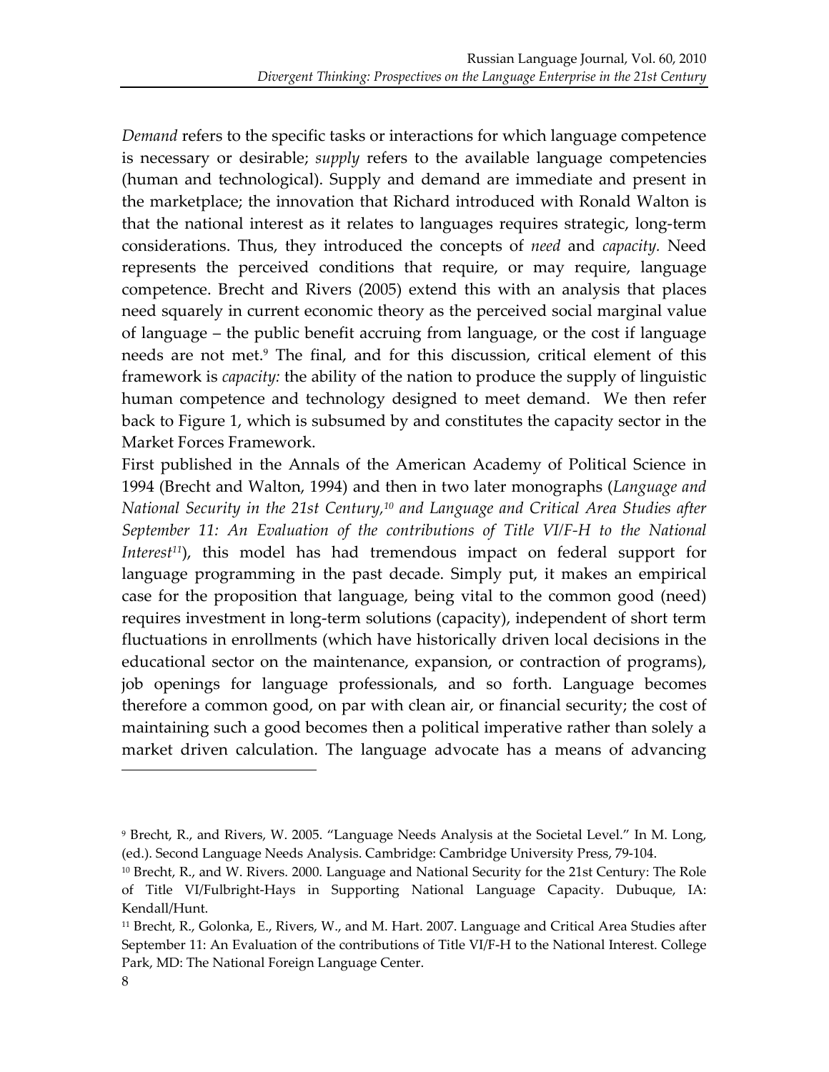*Demand* refers to the specific tasks or interactions for which language competence is necessary or desirable; *supply* refers to the available language competencies (human and technological). Supply and demand are immediate and present in the marketplace; the innovation that Richard introduced with Ronald Walton is that the national interest as it relates to languages requires strategic, long-term considerations. Thus, they introduced the concepts of *need* and *capacity.* Need represents the perceived conditions that require, or may require, language competence. Brecht and Rivers (2005) extend this with an analysis that places need squarely in current economic theory as the perceived social marginal value of language – the public benefit accruing from language, or the cost if language needs are not met.[9] The final, and for this discussion, critical element of this framework is *capacity:* the ability of the nation to produce the supply of linguistic human competence and technology designed to meet demand. We then refer back to Figure 1, which is subsumed by and constitutes the capacity sector in the Market Forces Framework.

First published in the Annals of the American Academy of Political Science in 1994 (Brecht and Walton, 1994) and then in two later monographs (*Language and National Security in the 21st Century,*[10] *and Language and Critical Area Studies after September 11: An Evaluation of the contributions of Title VI/F-H to the National Interest*[11]), this model has had tremendous impact on federal support for language programming in the past decade. Simply put, it makes an empirical case for the proposition that language, being vital to the common good (need) requires investment in long-term solutions (capacity), independent of short term fluctuations in enrollments (which have historically driven local decisions in the educational sector on the maintenance, expansion, or contraction of programs), job openings for language professionals, and so forth. Language becomes therefore a common good, on par with clean air, or financial security; the cost of maintaining such a good becomes then a political imperative rather than solely a market driven calculation. The language advocate has a means of advancing

---

[9] Brecht, R., and Rivers, W. 2005. "Language Needs Analysis at the Societal Level." In M. Long, (ed.). Second Language Needs Analysis. Cambridge: Cambridge University Press, 79-104.

[10] Brecht, R., and W. Rivers. 2000. Language and National Security for the 21st Century: The Role of Title VI/Fulbright-Hays in Supporting National Language Capacity. Dubuque, IA: Kendall/Hunt.

[11] Brecht, R., Golonka, E., Rivers, W., and M. Hart. 2007. Language and Critical Area Studies after September 11: An Evaluation of the contributions of Title VI/F-H to the National Interest. College Park, MD: The National Foreign Language Center.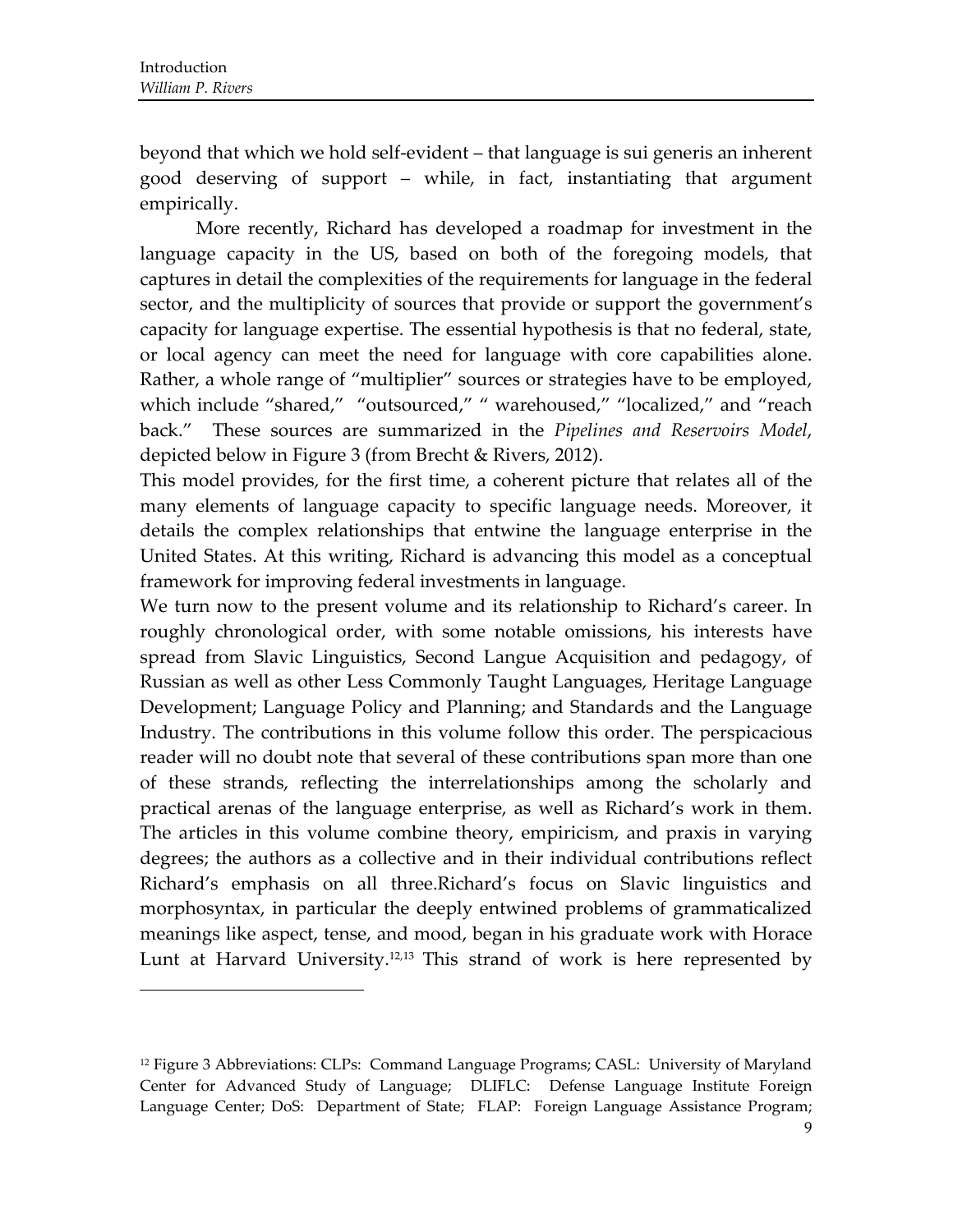beyond that which we hold self-evident – that language is sui generis an inherent good deserving of support – while, in fact, instantiating that argument empirically.

More recently, Richard has developed a roadmap for investment in the language capacity in the US, based on both of the foregoing models, that captures in detail the complexities of the requirements for language in the federal sector, and the multiplicity of sources that provide or support the government's capacity for language expertise. The essential hypothesis is that no federal, state, or local agency can meet the need for language with core capabilities alone. Rather, a whole range of "multiplier" sources or strategies have to be employed, which include "shared," "outsourced," " warehoused," "localized," and "reach back." These sources are summarized in the *Pipelines and Reservoirs Model*, depicted below in Figure 3 (from Brecht & Rivers, 2012).

This model provides, for the first time, a coherent picture that relates all of the many elements of language capacity to specific language needs. Moreover, it details the complex relationships that entwine the language enterprise in the United States. At this writing, Richard is advancing this model as a conceptual framework for improving federal investments in language.

We turn now to the present volume and its relationship to Richard's career. In roughly chronological order, with some notable omissions, his interests have spread from Slavic Linguistics, Second Langue Acquisition and pedagogy, of Russian as well as other Less Commonly Taught Languages, Heritage Language Development; Language Policy and Planning; and Standards and the Language Industry. The contributions in this volume follow this order. The perspicacious reader will no doubt note that several of these contributions span more than one of these strands, reflecting the interrelationships among the scholarly and practical arenas of the language enterprise, as well as Richard's work in them. The articles in this volume combine theory, empiricism, and praxis in varying degrees; the authors as a collective and in their individual contributions reflect Richard's emphasis on all three.Richard's focus on Slavic linguistics and morphosyntax, in particular the deeply entwined problems of grammaticalized meanings like aspect, tense, and mood, began in his graduate work with Horace Lunt at Harvard University.[12,13] This strand of work is here represented by

---

[12] Figure 3 Abbreviations: CLPs: Command Language Programs; CASL: University of Maryland Center for Advanced Study of Language; DLIFLC: Defense Language Institute Foreign Language Center; DoS: Department of State; FLAP: Foreign Language Assistance Program;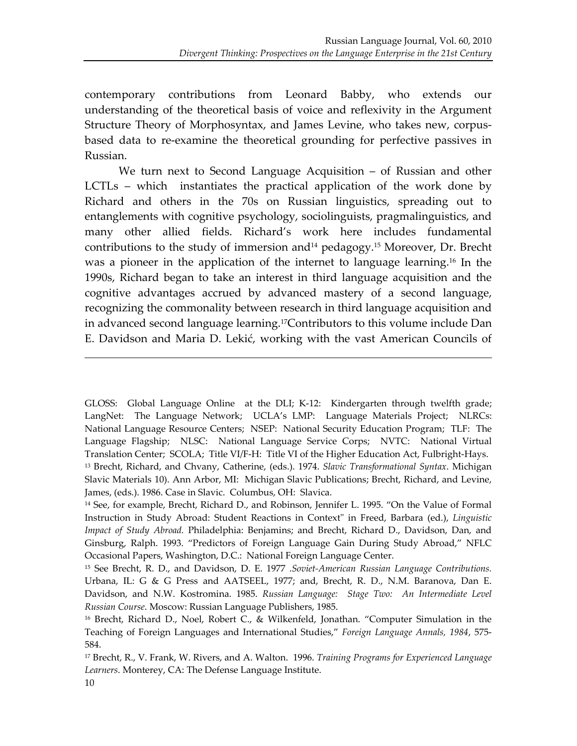contemporary contributions from Leonard Babby, who extends our understanding of the theoretical basis of voice and reflexivity in the Argument Structure Theory of Morphosyntax, and James Levine, who takes new, corpus-based data to re-examine the theoretical grounding for perfective passives in Russian.

We turn next to Second Language Acquisition – of Russian and other LCTLs – which instantiates the practical application of the work done by Richard and others in the 70s on Russian linguistics, spreading out to entanglements with cognitive psychology, sociolinguists, pragmalinguistics, and many other allied fields. Richard's work here includes fundamental contributions to the study of immersion and[14] pedagogy.[15] Moreover, Dr. Brecht was a pioneer in the application of the internet to language learning.[16] In the 1990s, Richard began to take an interest in third language acquisition and the cognitive advantages accrued by advanced mastery of a second language, recognizing the commonality between research in third language acquisition and in advanced second language learning.[17]Contributors to this volume include Dan E. Davidson and Maria D. Lekić, working with the vast American Councils of

---

GLOSS: Global Language Online at the DLI; K-12: Kindergarten through twelfth grade; LangNet: The Language Network; UCLA's LMP: Language Materials Project; NLRCs: National Language Resource Centers; NSEP: National Security Education Program; TLF: The Language Flagship; NLSC: National Language Service Corps; NVTC: National Virtual Translation Center; SCOLA; Title VI/F-H: Title VI of the Higher Education Act, Fulbright-Hays.

[13] Brecht, Richard, and Chvany, Catherine, (eds.). 1974. *Slavic Transformational Syntax*. Michigan Slavic Materials 10). Ann Arbor, MI: Michigan Slavic Publications; Brecht, Richard, and Levine, James, (eds.). 1986. Case in Slavic. Columbus, OH: Slavica.

[14] See, for example, Brecht, Richard D., and Robinson, Jennifer L. 1995. "On the Value of Formal Instruction in Study Abroad: Student Reactions in Context" in Freed, Barbara (ed.), *Linguistic Impact of Study Abroad.* Philadelphia: Benjamins; and Brecht, Richard D., Davidson, Dan, and Ginsburg, Ralph. 1993. "Predictors of Foreign Language Gain During Study Abroad," NFLC Occasional Papers, Washington, D.C.: National Foreign Language Center.

[15] See Brecht, R. D., and Davidson, D. E. 1977 .*Soviet-American Russian Language Contributions.* Urbana, IL: G & G Press and AATSEEL, 1977; and, Brecht, R. D., N.M. Baranova, Dan E. Davidson, and N.W. Kostromina. 1985. *Russian Language: Stage Two: An Intermediate Level Russian Course*. Moscow: Russian Language Publishers, 1985.

[16] Brecht, Richard D., Noel, Robert C., & Wilkenfeld, Jonathan. "Computer Simulation in the Teaching of Foreign Languages and International Studies," *Foreign Language Annals, 1984*, 575-584.

[17] Brecht, R., V. Frank, W. Rivers, and A. Walton. 1996. *Training Programs for Experienced Language Learners*. Monterey, CA: The Defense Language Institute.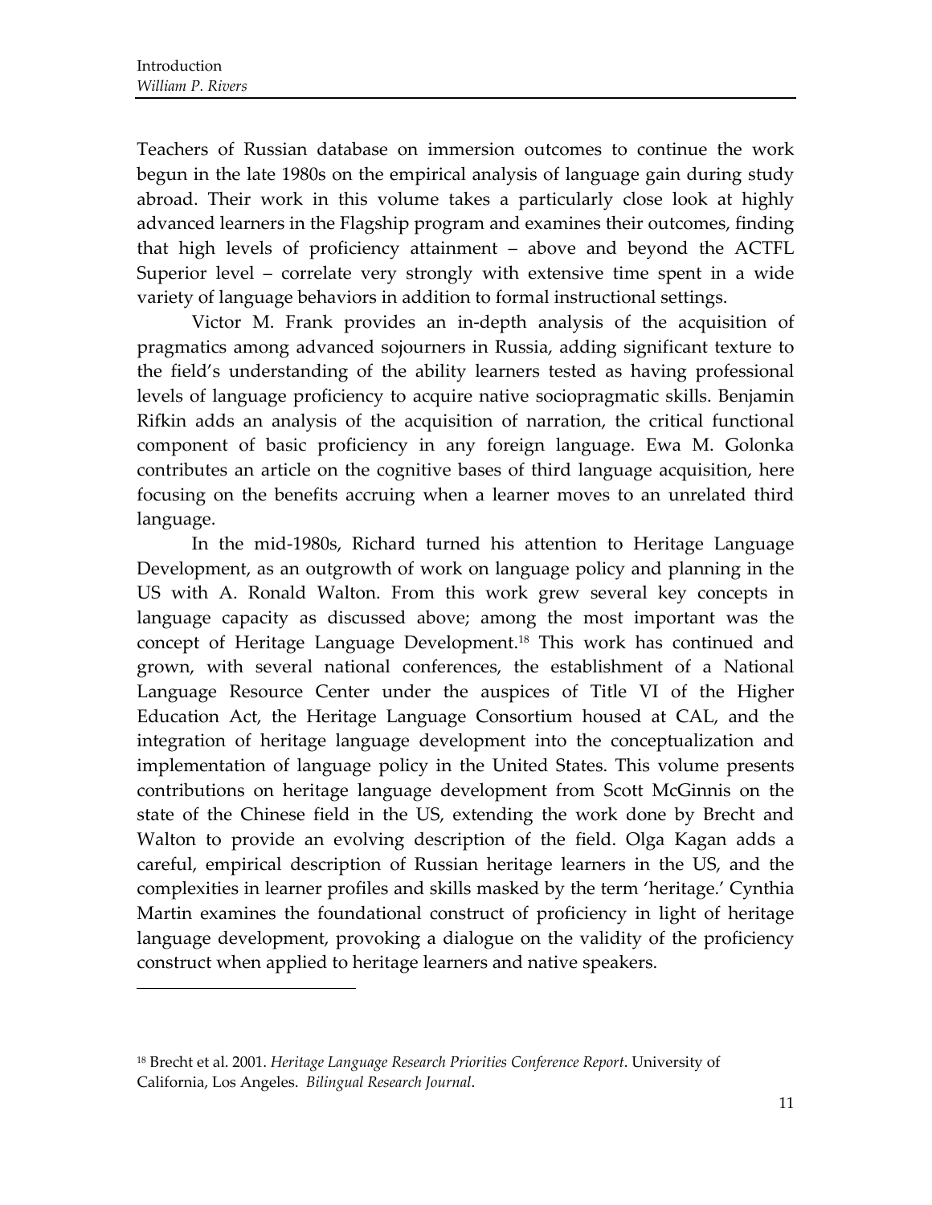Teachers of Russian database on immersion outcomes to continue the work begun in the late 1980s on the empirical analysis of language gain during study abroad. Their work in this volume takes a particularly close look at highly advanced learners in the Flagship program and examines their outcomes, finding that high levels of proficiency attainment – above and beyond the ACTFL Superior level – correlate very strongly with extensive time spent in a wide variety of language behaviors in addition to formal instructional settings.

Victor M. Frank provides an in-depth analysis of the acquisition of pragmatics among advanced sojourners in Russia, adding significant texture to the field's understanding of the ability learners tested as having professional levels of language proficiency to acquire native sociopragmatic skills. Benjamin Rifkin adds an analysis of the acquisition of narration, the critical functional component of basic proficiency in any foreign language. Ewa M. Golonka contributes an article on the cognitive bases of third language acquisition, here focusing on the benefits accruing when a learner moves to an unrelated third language.

In the mid-1980s, Richard turned his attention to Heritage Language Development, as an outgrowth of work on language policy and planning in the US with A. Ronald Walton. From this work grew several key concepts in language capacity as discussed above; among the most important was the concept of Heritage Language Development.[18] This work has continued and grown, with several national conferences, the establishment of a National Language Resource Center under the auspices of Title VI of the Higher Education Act, the Heritage Language Consortium housed at CAL, and the integration of heritage language development into the conceptualization and implementation of language policy in the United States. This volume presents contributions on heritage language development from Scott McGinnis on the state of the Chinese field in the US, extending the work done by Brecht and Walton to provide an evolving description of the field. Olga Kagan adds a careful, empirical description of Russian heritage learners in the US, and the complexities in learner profiles and skills masked by the term 'heritage.' Cynthia Martin examines the foundational construct of proficiency in light of heritage language development, provoking a dialogue on the validity of the proficiency construct when applied to heritage learners and native speakers.

---

[18] Brecht et al. 2001. *Heritage Language Research Priorities Conference Report*. University of California, Los Angeles. *Bilingual Research Journal*.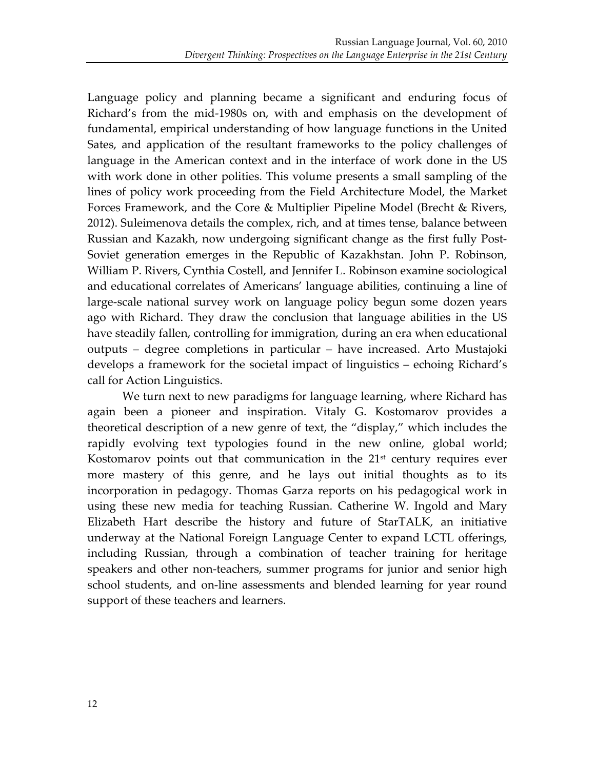Language policy and planning became a significant and enduring focus of Richard's from the mid-1980s on, with and emphasis on the development of fundamental, empirical understanding of how language functions in the United Sates, and application of the resultant frameworks to the policy challenges of language in the American context and in the interface of work done in the US with work done in other polities. This volume presents a small sampling of the lines of policy work proceeding from the Field Architecture Model, the Market Forces Framework, and the Core & Multiplier Pipeline Model (Brecht & Rivers, 2012). Suleimenova details the complex, rich, and at times tense, balance between Russian and Kazakh, now undergoing significant change as the first fully Post-Soviet generation emerges in the Republic of Kazakhstan. John P. Robinson, William P. Rivers, Cynthia Costell, and Jennifer L. Robinson examine sociological and educational correlates of Americans' language abilities, continuing a line of large-scale national survey work on language policy begun some dozen years ago with Richard. They draw the conclusion that language abilities in the US have steadily fallen, controlling for immigration, during an era when educational outputs – degree completions in particular – have increased. Arto Mustajoki develops a framework for the societal impact of linguistics – echoing Richard's call for Action Linguistics.

We turn next to new paradigms for language learning, where Richard has again been a pioneer and inspiration. Vitaly G. Kostomarov provides a theoretical description of a new genre of text, the "display," which includes the rapidly evolving text typologies found in the new online, global world; Kostomarov points out that communication in the 21st century requires ever more mastery of this genre, and he lays out initial thoughts as to its incorporation in pedagogy. Thomas Garza reports on his pedagogical work in using these new media for teaching Russian. Catherine W. Ingold and Mary Elizabeth Hart describe the history and future of StarTALK, an initiative underway at the National Foreign Language Center to expand LCTL offerings, including Russian, through a combination of teacher training for heritage speakers and other non-teachers, summer programs for junior and senior high school students, and on-line assessments and blended learning for year round support of these teachers and learners.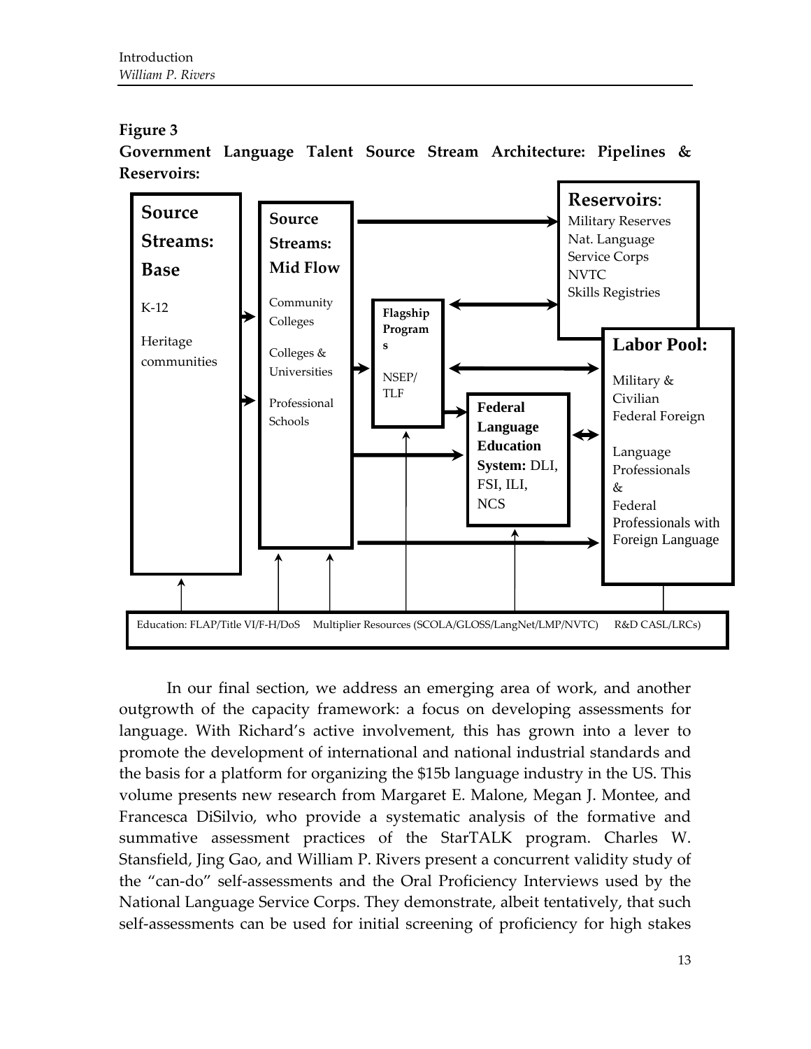**Figure 3**

**Government Language Talent Source Stream Architecture: Pipelines & Reservoirs:**

**Source Streams: Base**

K-12

Heritage communities

**Source Streams: Mid Flow**

Community Colleges

Colleges & Universities

Professional Schools

**Flagship Programs**

NSEP/ TLF

**Federal Language Education System:** DLI, FSI, ILI, NCS

**Reservoirs**:

Military Reserves

Nat. Language Service Corps

NVTC

Skills Registries

**Labor Pool:**

Military & Civilian Federal Foreign

Language Professionals & Federal Professionals with Foreign Language

Education: FLAP/Title VI/F-H/DoS  Multiplier Resources (SCOLA/GLOSS/LangNet/LMP/NVTC)  R&D CASL/LRCs)

In our final section, we address an emerging area of work, and another outgrowth of the capacity framework: a focus on developing assessments for language. With Richard's active involvement, this has grown into a lever to promote the development of international and national industrial standards and the basis for a platform for organizing the $15b language industry in the US. This volume presents new research from Margaret E. Malone, Megan J. Montee, and Francesca DiSilvio, who provide a systematic analysis of the formative and summative assessment practices of the StarTALK program. Charles W. Stansfield, Jing Gao, and William P. Rivers present a concurrent validity study of the "can-do" self-assessments and the Oral Proficiency Interviews used by the National Language Service Corps. They demonstrate, albeit tentatively, that such self-assessments can be used for initial screening of proficiency for high stakes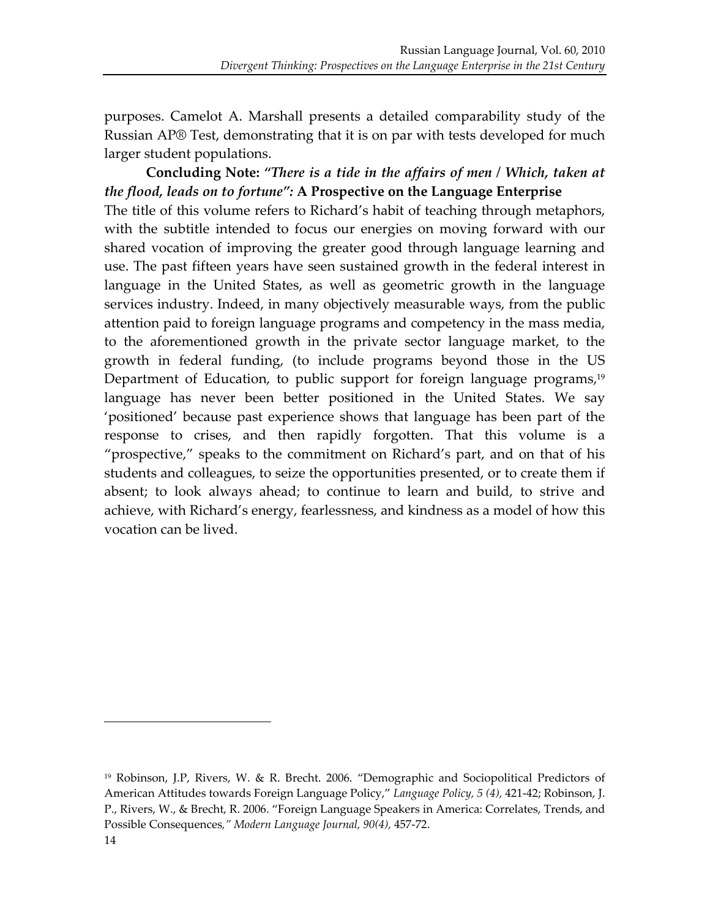purposes. Camelot A. Marshall presents a detailed comparability study of the Russian AP® Test, demonstrating that it is on par with tests developed for much larger student populations.

**Concluding Note: *"There is a tide in the affairs of men / Which, taken at the flood, leads on to fortune"*: A Prospective on the Language Enterprise**

The title of this volume refers to Richard's habit of teaching through metaphors, with the subtitle intended to focus our energies on moving forward with our shared vocation of improving the greater good through language learning and use. The past fifteen years have seen sustained growth in the federal interest in language in the United States, as well as geometric growth in the language services industry. Indeed, in many objectively measurable ways, from the public attention paid to foreign language programs and competency in the mass media, to the aforementioned growth in the private sector language market, to the growth in federal funding, (to include programs beyond those in the US Department of Education, to public support for foreign language programs,[19] language has never been better positioned in the United States. We say 'positioned' because past experience shows that language has been part of the response to crises, and then rapidly forgotten. That this volume is a "prospective," speaks to the commitment on Richard's part, and on that of his students and colleagues, to seize the opportunities presented, or to create them if absent; to look always ahead; to continue to learn and build, to strive and achieve, with Richard's energy, fearlessness, and kindness as a model of how this vocation can be lived.

---

[19] Robinson, J.P, Rivers, W. & R. Brecht. 2006. "Demographic and Sociopolitical Predictors of American Attitudes towards Foreign Language Policy," *Language Policy, 5 (4),* 421-42; Robinson, J. P., Rivers, W., & Brecht, R. 2006. "Foreign Language Speakers in America: Correlates, Trends, and Possible Consequences*," Modern Language Journal, 90(4),* 457-72.